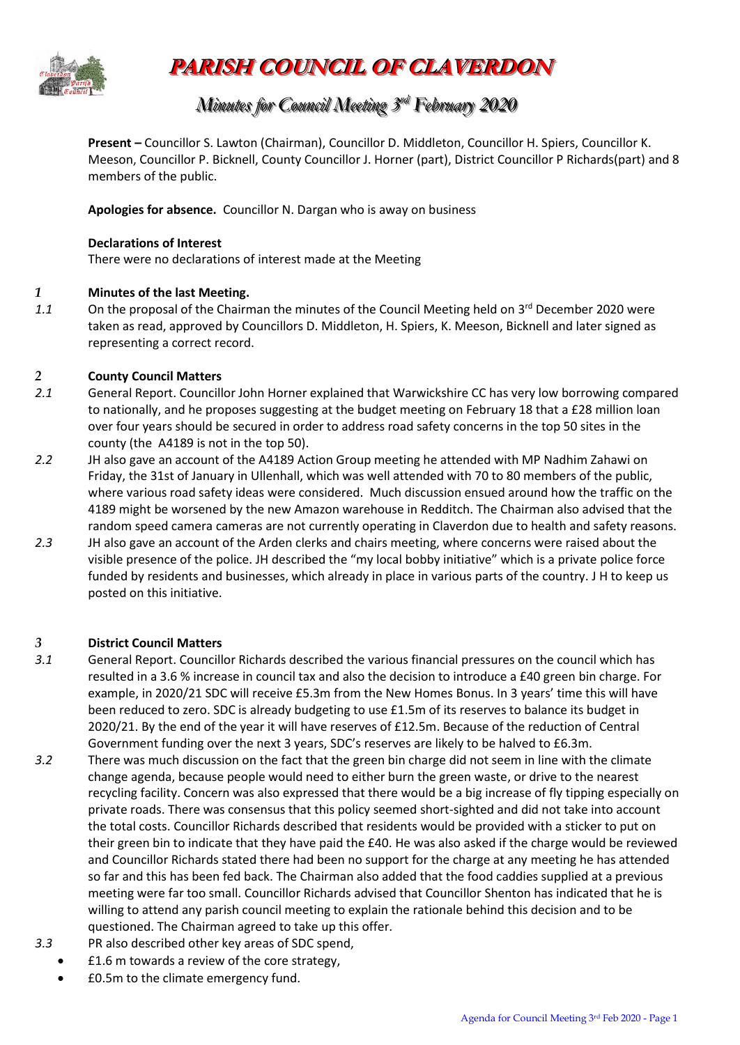# PARISH COUNCIL OF CLAVERDON

## Minutes for Council Meeting 3rd February 2020

**Present –** Councillor S. Lawton (Chairman), Councillor D. Middleton, Councillor H. Spiers, Councillor K. Meeson, Councillor P. Bicknell, County Councillor J. Horner (part), District Councillor P Richards(part) and 8 members of the public.

**Apologies for absence.** Councillor N. Dargan who is away on business

**Declarations of Interest**
There were no declarations of interest made at the Meeting

### 1 Minutes of the last Meeting.

1.1 On the proposal of the Chairman the minutes of the Council Meeting held on 3rd December 2020 were taken as read, approved by Councillors D. Middleton, H. Spiers, K. Meeson, Bicknell and later signed as representing a correct record.

### 2 County Council Matters

2.1 General Report. Councillor John Horner explained that Warwickshire CC has very low borrowing compared to nationally, and he proposes suggesting at the budget meeting on February 18 that a £28 million loan over four years should be secured in order to address road safety concerns in the top 50 sites in the county (the A4189 is not in the top 50).

2.2 JH also gave an account of the A4189 Action Group meeting he attended with MP Nadhim Zahawi on Friday, the 31st of January in Ullenhall, which was well attended with 70 to 80 members of the public, where various road safety ideas were considered. Much discussion ensued around how the traffic on the 4189 might be worsened by the new Amazon warehouse in Redditch. The Chairman also advised that the random speed camera cameras are not currently operating in Claverdon due to health and safety reasons.

2.3 JH also gave an account of the Arden clerks and chairs meeting, where concerns were raised about the visible presence of the police. JH described the "my local bobby initiative" which is a private police force funded by residents and businesses, which already in place in various parts of the country. J H to keep us posted on this initiative.

### 3 District Council Matters

3.1 General Report. Councillor Richards described the various financial pressures on the council which has resulted in a 3.6 % increase in council tax and also the decision to introduce a £40 green bin charge. For example, in 2020/21 SDC will receive £5.3m from the New Homes Bonus. In 3 years' time this will have been reduced to zero. SDC is already budgeting to use £1.5m of its reserves to balance its budget in 2020/21. By the end of the year it will have reserves of £12.5m. Because of the reduction of Central Government funding over the next 3 years, SDC's reserves are likely to be halved to £6.3m.

3.2 There was much discussion on the fact that the green bin charge did not seem in line with the climate change agenda, because people would need to either burn the green waste, or drive to the nearest recycling facility. Concern was also expressed that there would be a big increase of fly tipping especially on private roads. There was consensus that this policy seemed short-sighted and did not take into account the total costs. Councillor Richards described that residents would be provided with a sticker to put on their green bin to indicate that they have paid the £40. He was also asked if the charge would be reviewed and Councillor Richards stated there had been no support for the charge at any meeting he has attended so far and this has been fed back. The Chairman also added that the food caddies supplied at a previous meeting were far too small. Councillor Richards advised that Councillor Shenton has indicated that he is willing to attend any parish council meeting to explain the rationale behind this decision and to be questioned. The Chairman agreed to take up this offer.

3.3 PR also described other key areas of SDC spend,

- £1.6 m towards a review of the core strategy,
- £0.5m to the climate emergency fund.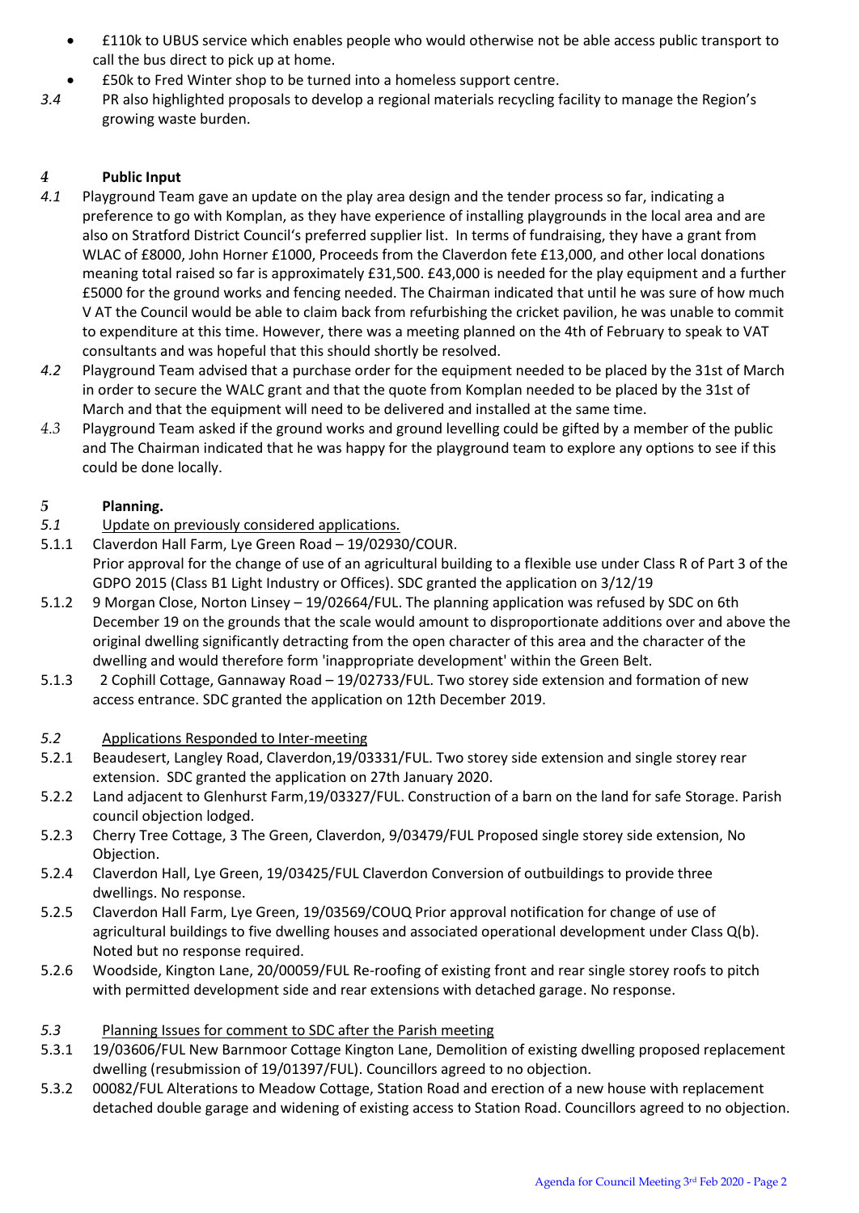- £110k to UBUS service which enables people who would otherwise not be able access public transport to call the bus direct to pick up at home.
- £50k to Fred Winter shop to be turned into a homeless support centre.

*3.4* PR also highlighted proposals to develop a regional materials recycling facility to manage the Region's growing waste burden.

## *4* Public Input

*4.1* Playground Team gave an update on the play area design and the tender process so far, indicating a preference to go with Komplan, as they have experience of installing playgrounds in the local area and are also on Stratford District Council's preferred supplier list. In terms of fundraising, they have a grant from WLAC of £8000, John Horner £1000, Proceeds from the Claverdon fete £13,000, and other local donations meaning total raised so far is approximately £31,500. £43,000 is needed for the play equipment and a further £5000 for the ground works and fencing needed. The Chairman indicated that until he was sure of how much V AT the Council would be able to claim back from refurbishing the cricket pavilion, he was unable to commit to expenditure at this time. However, there was a meeting planned on the 4th of February to speak to VAT consultants and was hopeful that this should shortly be resolved.

*4.2* Playground Team advised that a purchase order for the equipment needed to be placed by the 31st of March in order to secure the WALC grant and that the quote from Komplan needed to be placed by the 31st of March and that the equipment will need to be delivered and installed at the same time.

*4.3* Playground Team asked if the ground works and ground levelling could be gifted by a member of the public and The Chairman indicated that he was happy for the playground team to explore any options to see if this could be done locally.

## *5* Planning.

*5.1* Update on previously considered applications.

5.1.1 Claverdon Hall Farm, Lye Green Road – 19/02930/COUR.
Prior approval for the change of use of an agricultural building to a flexible use under Class R of Part 3 of the GDPO 2015 (Class B1 Light Industry or Offices). SDC granted the application on 3/12/19

5.1.2 9 Morgan Close, Norton Linsey – 19/02664/FUL. The planning application was refused by SDC on 6th December 19 on the grounds that the scale would amount to disproportionate additions over and above the original dwelling significantly detracting from the open character of this area and the character of the dwelling and would therefore form 'inappropriate development' within the Green Belt.

5.1.3 2 Cophill Cottage, Gannaway Road – 19/02733/FUL. Two storey side extension and formation of new access entrance. SDC granted the application on 12th December 2019.

*5.2* Applications Responded to Inter-meeting

5.2.1 Beaudesert, Langley Road, Claverdon,19/03331/FUL. Two storey side extension and single storey rear extension. SDC granted the application on 27th January 2020.

5.2.2 Land adjacent to Glenhurst Farm,19/03327/FUL. Construction of a barn on the land for safe Storage. Parish council objection lodged.

5.2.3 Cherry Tree Cottage, 3 The Green, Claverdon, 9/03479/FUL Proposed single storey side extension, No Objection.

5.2.4 Claverdon Hall, Lye Green, 19/03425/FUL Claverdon Conversion of outbuildings to provide three dwellings. No response.

5.2.5 Claverdon Hall Farm, Lye Green, 19/03569/COUQ Prior approval notification for change of use of agricultural buildings to five dwelling houses and associated operational development under Class Q(b). Noted but no response required.

5.2.6 Woodside, Kington Lane, 20/00059/FUL Re-roofing of existing front and rear single storey roofs to pitch with permitted development side and rear extensions with detached garage. No response.

*5.3* Planning Issues for comment to SDC after the Parish meeting

5.3.1 19/03606/FUL New Barnmoor Cottage Kington Lane, Demolition of existing dwelling proposed replacement dwelling (resubmission of 19/01397/FUL). Councillors agreed to no objection.

5.3.2 00082/FUL Alterations to Meadow Cottage, Station Road and erection of a new house with replacement detached double garage and widening of existing access to Station Road. Councillors agreed to no objection.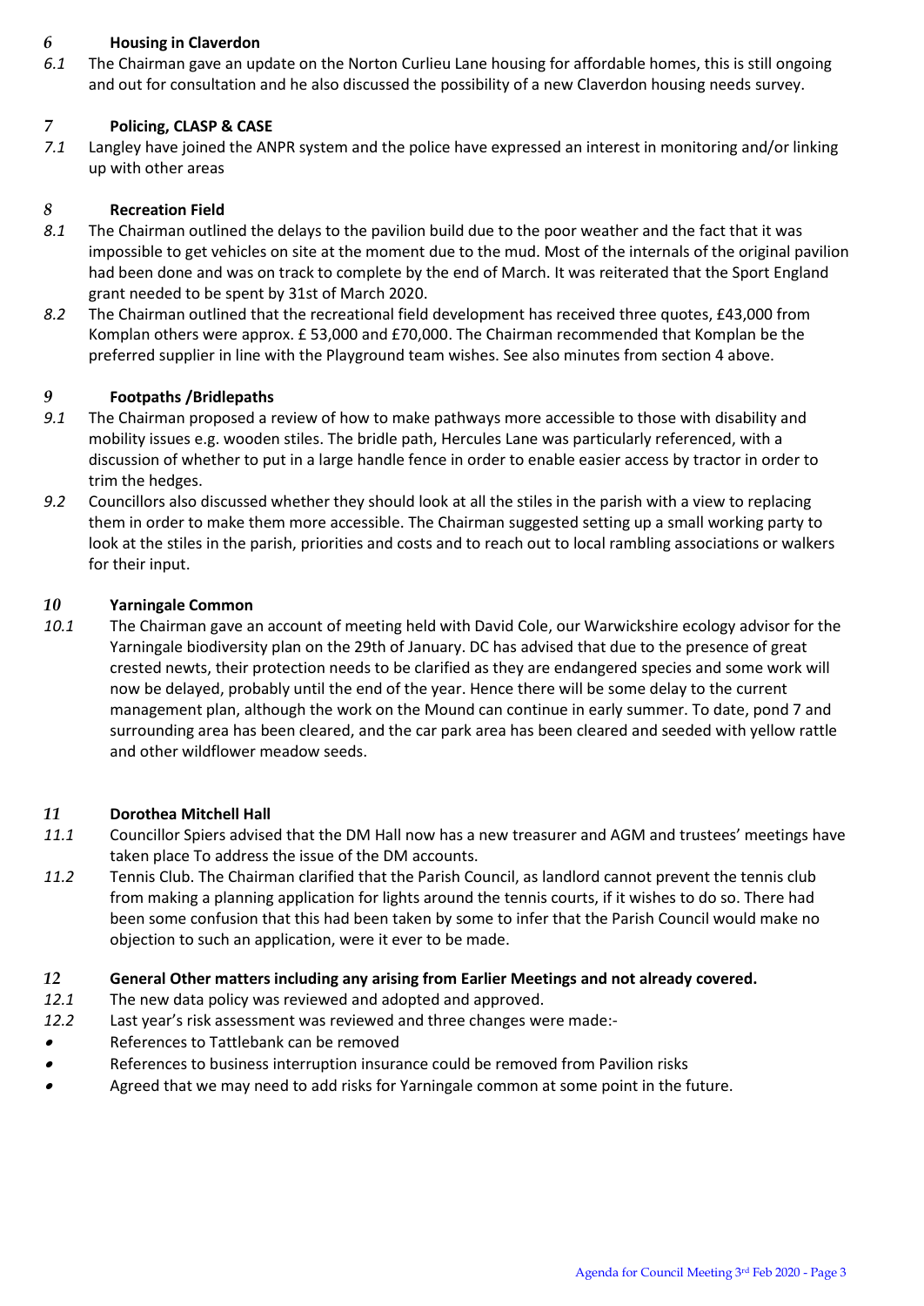## 6 Housing in Claverdon

6.1 The Chairman gave an update on the Norton Curlieu Lane housing for affordable homes, this is still ongoing and out for consultation and he also discussed the possibility of a new Claverdon housing needs survey.

## 7 Policing, CLASP & CASE

7.1 Langley have joined the ANPR system and the police have expressed an interest in monitoring and/or linking up with other areas

## 8 Recreation Field

8.1 The Chairman outlined the delays to the pavilion build due to the poor weather and the fact that it was impossible to get vehicles on site at the moment due to the mud. Most of the internals of the original pavilion had been done and was on track to complete by the end of March. It was reiterated that the Sport England grant needed to be spent by 31st of March 2020.

8.2 The Chairman outlined that the recreational field development has received three quotes, £43,000 from Komplan others were approx. £ 53,000 and £70,000. The Chairman recommended that Komplan be the preferred supplier in line with the Playground team wishes. See also minutes from section 4 above.

## 9 Footpaths /Bridlepaths

9.1 The Chairman proposed a review of how to make pathways more accessible to those with disability and mobility issues e.g. wooden stiles. The bridle path, Hercules Lane was particularly referenced, with a discussion of whether to put in a large handle fence in order to enable easier access by tractor in order to trim the hedges.

9.2 Councillors also discussed whether they should look at all the stiles in the parish with a view to replacing them in order to make them more accessible. The Chairman suggested setting up a small working party to look at the stiles in the parish, priorities and costs and to reach out to local rambling associations or walkers for their input.

## 10 Yarningale Common

10.1 The Chairman gave an account of meeting held with David Cole, our Warwickshire ecology advisor for the Yarningale biodiversity plan on the 29th of January. DC has advised that due to the presence of great crested newts, their protection needs to be clarified as they are endangered species and some work will now be delayed, probably until the end of the year. Hence there will be some delay to the current management plan, although the work on the Mound can continue in early summer. To date, pond 7 and surrounding area has been cleared, and the car park area has been cleared and seeded with yellow rattle and other wildflower meadow seeds.

## 11 Dorothea Mitchell Hall

11.1 Councillor Spiers advised that the DM Hall now has a new treasurer and AGM and trustees' meetings have taken place To address the issue of the DM accounts.

11.2 Tennis Club. The Chairman clarified that the Parish Council, as landlord cannot prevent the tennis club from making a planning application for lights around the tennis courts, if it wishes to do so. There had been some confusion that this had been taken by some to infer that the Parish Council would make no objection to such an application, were it ever to be made.

## 12 General Other matters including any arising from Earlier Meetings and not already covered.

12.1 The new data policy was reviewed and adopted and approved.

12.2 Last year's risk assessment was reviewed and three changes were made:-

- References to Tattlebank can be removed
- References to business interruption insurance could be removed from Pavilion risks
- Agreed that we may need to add risks for Yarningale common at some point in the future.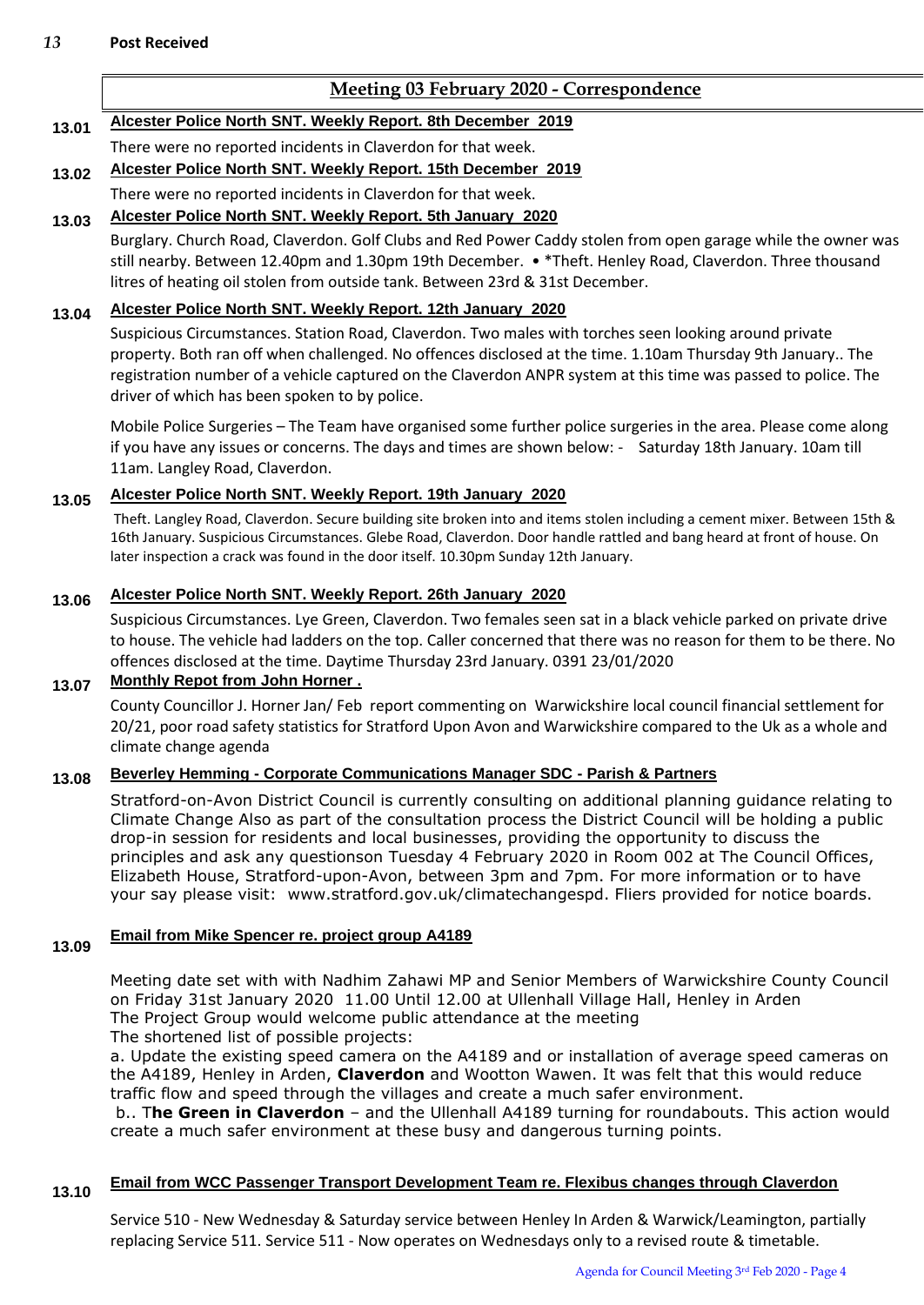## 13 Post Received

### Meeting 03 February 2020 - Correspondence

**13.01 Alcester Police North SNT. Weekly Report. 8th December 2019**

There were no reported incidents in Claverdon for that week.

**13.02 Alcester Police North SNT. Weekly Report. 15th December 2019**

There were no reported incidents in Claverdon for that week.

**13.03 Alcester Police North SNT. Weekly Report. 5th January 2020**

Burglary. Church Road, Claverdon. Golf Clubs and Red Power Caddy stolen from open garage while the owner was still nearby. Between 12.40pm and 1.30pm 19th December. • *Theft. Henley Road, Claverdon. Three thousand litres of heating oil stolen from outside tank. Between 23rd & 31st December.

**13.04 Alcester Police North SNT. Weekly Report. 12th January 2020**

Suspicious Circumstances. Station Road, Claverdon. Two males with torches seen looking around private property. Both ran off when challenged. No offences disclosed at the time. 1.10am Thursday 9th January.. The registration number of a vehicle captured on the Claverdon ANPR system at this time was passed to police. The driver of which has been spoken to by police.

Mobile Police Surgeries – The Team have organised some further police surgeries in the area. Please come along if you have any issues or concerns. The days and times are shown below: - Saturday 18th January. 10am till 11am. Langley Road, Claverdon.

**13.05 Alcester Police North SNT. Weekly Report. 19th January 2020**

Theft. Langley Road, Claverdon. Secure building site broken into and items stolen including a cement mixer. Between 15th & 16th January. Suspicious Circumstances. Glebe Road, Claverdon. Door handle rattled and bang heard at front of house. On later inspection a crack was found in the door itself. 10.30pm Sunday 12th January.

**13.06 Alcester Police North SNT. Weekly Report. 26th January 2020**

Suspicious Circumstances. Lye Green, Claverdon. Two females seen sat in a black vehicle parked on private drive to house. The vehicle had ladders on the top. Caller concerned that there was no reason for them to be there. No offences disclosed at the time. Daytime Thursday 23rd January. 0391 23/01/2020

**13.07 Monthly Repot from John Horner .**

County Councillor J. Horner Jan/ Feb report commenting on Warwickshire local council financial settlement for 20/21, poor road safety statistics for Stratford Upon Avon and Warwickshire compared to the Uk as a whole and climate change agenda

**13.08 Beverley Hemming - Corporate Communications Manager SDC - Parish & Partners**

Stratford-on-Avon District Council is currently consulting on additional planning guidance relating to Climate Change Also as part of the consultation process the District Council will be holding a public drop-in session for residents and local businesses, providing the opportunity to discuss the principles and ask any questionson Tuesday 4 February 2020 in Room 002 at The Council Offices, Elizabeth House, Stratford-upon-Avon, between 3pm and 7pm. For more information or to have your say please visit: www.stratford.gov.uk/climatechangespd. Fliers provided for notice boards.

**13.09 Email from Mike Spencer re. project group A4189**

Meeting date set with with Nadhim Zahawi MP and Senior Members of Warwickshire County Council on Friday 31st January 2020 11.00 Until 12.00 at Ullenhall Village Hall, Henley in Arden
The Project Group would welcome public attendance at the meeting
The shortened list of possible projects:
a. Update the existing speed camera on the A4189 and or installation of average speed cameras on the A4189, Henley in Arden, **Claverdon** and Wootton Wawen. It was felt that this would reduce traffic flow and speed through the villages and create a much safer environment.
b.. T**he Green in Claverdon** – and the Ullenhall A4189 turning for roundabouts. This action would create a much safer environment at these busy and dangerous turning points.

**13.10 Email from WCC Passenger Transport Development Team re. Flexibus changes through Claverdon**

Service 510 - New Wednesday & Saturday service between Henley In Arden & Warwick/Leamington, partially replacing Service 511. Service 511 - Now operates on Wednesdays only to a revised route & timetable.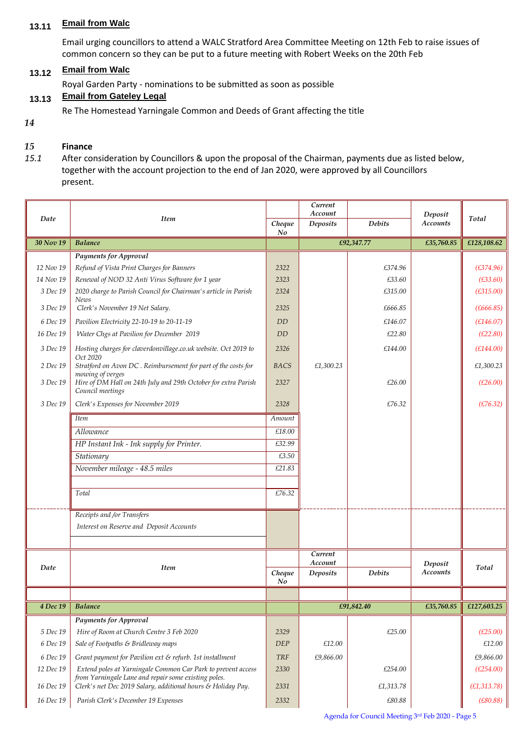### 13.11 Email from Walc

Email urging councillors to attend a WALC Stratford Area Committee Meeting on 12th Feb to raise issues of common concern so they can be put to a future meeting with Robert Weeks on the 20th Feb

### 13.12 Email from Walc

Royal Garden Party - nominations to be submitted as soon as possible

### 13.13 Email from Gateley Legal

Re The Homestead Yarningale Common and Deeds of Grant affecting the title

*14*

## *15* Finance

*15.1* After consideration by Councillors & upon the proposal of the Chairman, payments due as listed below, together with the account projection to the end of Jan 2020, were approved by all Councillors present.

| Date | Item | Cheque No | Current Account Deposits | Debits | Deposit Accounts | Total |
|---|---|---|---|---|---|---|
| **30 Nov 19** | **Balance** | | | **£92,347.77** | **£35,760.85** | **£128,108.62** |
| | ***Payments for Approval*** | | | | | |
| 12 Nov 19 | Refund of Vista Print Charges for Banners | 2322 | | £374.96 | | (£374.96) |
| 14 Nov 19 | Renewal of NOD 32 Anti Virus Software for 1 year | 2323 | | £33.60 | | (£33.60) |
| 3 Dec 19 | 2020 charge to Parish Council for Chairman's article in Parish News | 2324 | | £315.00 | | (£315.00) |
| 3 Dec 19 | Clerk's November 19 Net Salary. | 2325 | | £666.85 | | (£666.85) |
| 6 Dec 19 | Pavilion Electricity 22-10-19 to 20-11-19 | DD | | £146.07 | | (£146.07) |
| 16 Dec 19 | Water Chgs at Pavilion for December 2019 | DD | | £22.80 | | (£22.80) |
| 3 Dec 19 | Hosting charges for claverdonvillage.co.uk website. Oct 2019 to Oct 2020 | 2326 | | £144.00 | | (£144.00) |
| 2 Dec 19 | Stratford on Avon DC . Reimbursement for part of the costs for mowing of verges | BACS | £1,300.23 | | | £1,300.23 |
| 3 Dec 19 | Hire of DM Hall on 24th July and 29th October for extra Parish Council meetings | 2327 | | £26.00 | | (£26.00) |
| 3 Dec 19 | Clerk's Expenses for November 2019 | 2328 | | £76.32 | | (£76.32) |
| | Item | Amount | | | | |
| | Allowance | £18.00 | | | | |
| | HP Instant Ink - Ink supply for Printer. | £32.99 | | | | |
| | Stationary | £3.50 | | | | |
| | November mileage - 48.5 miles | £21.83 | | | | |
| | Total | £76.32 | | | | |
| | *Receipts and /or Transfers* | | | | | |
| | Interest on Reserve and Deposit Accounts | | | | | |

| Date | Item | Cheque No | Current Account Deposits | Debits | Deposit Accounts | Total |
|---|---|---|---|---|---|---|
| **4 Dec 19** | **Balance** | | | **£91,842.40** | **£35,760.85** | **£127,603.25** |
| | ***Payments for Approval*** | | | | | |
| 5 Dec 19 | Hire of Room at Church Centre 3 Feb 2020 | 2329 | | £25.00 | | (£25.00) |
| 6 Dec 19 | Sale of Footpaths & Bridleway maps | DEP | £12.00 | | | £12.00 |
| 6 Dec 19 | Grant payment for Pavilion ext & refurb. 1st installment | TRF | £9,866.00 | | | £9,866.00 |
| 12 Dec 19 | Extend poles at Yarningale Common Car Park to prevent access from Yarningale Lane and repair some existing poles. | 2330 | | £254.00 | | (£254.00) |
| 16 Dec 19 | Clerk's net Dec 2019 Salary, additional hours & Holiday Pay. | 2331 | | £1,313.78 | | (£1,313.78) |
| 16 Dec 19 | Parish Clerk's December 19 Expenses | 2332 | | £80.88 | | (£80.88) |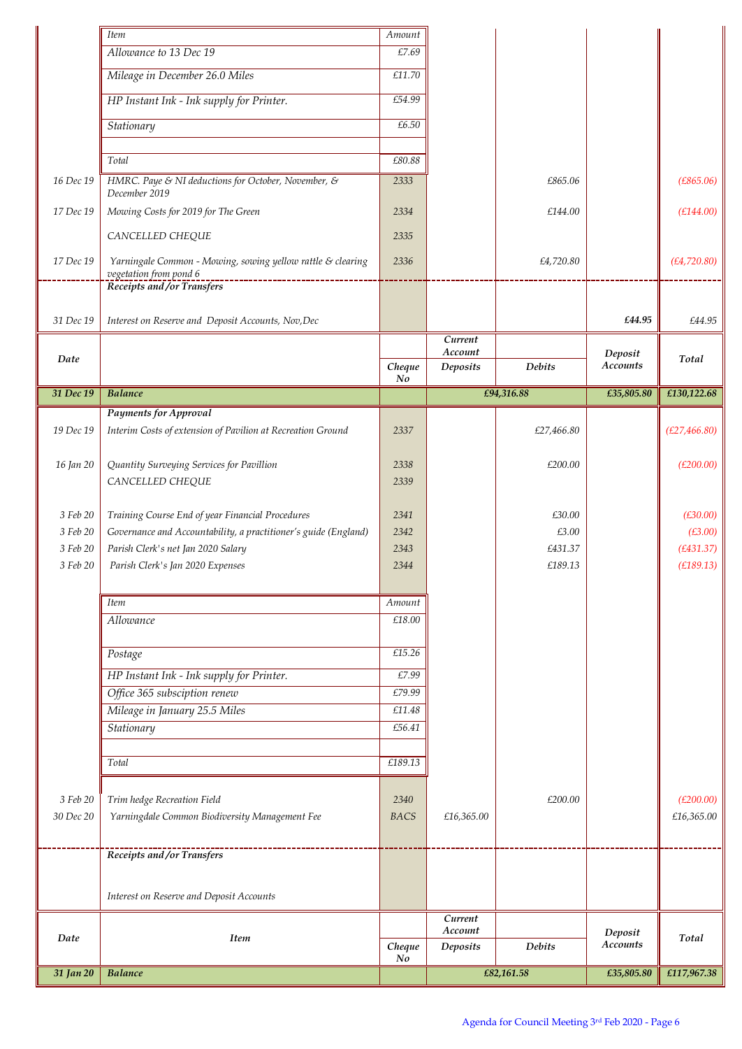| Item | Amount |
|---|---|
| Allowance to 13 Dec 19 | £7.69 |
| Mileage in December 26.0 Miles | £11.70 |
| HP Instant Ink - Ink supply for Printer. | £54.99 |
| Stationary | £6.50 |
| | |
| Total | £80.88 |

| Date | Item | Cheque No | Current Account Deposits | Debits | Deposit Accounts | Total |
|---|---|---|---|---|---|---|
| 16 Dec 19 | HMRC. Paye & NI deductions for October, November, & December 2019 | 2333 | | £865.06 | | (£865.06) |
| 17 Dec 19 | Mowing Costs for 2019 for The Green | 2334 | | £144.00 | | (£144.00) |
| | CANCELLED CHEQUE | 2335 | | | | |
| 17 Dec 19 | Yarningale Common - Mowing, sowing yellow rattle & clearing vegetation from pond 6 | 2336 | | £4,720.80 | | (£4,720.80) |
| | **Receipts and /or Transfers** | | | | | |
| 31 Dec 19 | Interest on Reserve and Deposit Accounts, Nov,Dec | | | | **£44.95** | £44.95 |
| **31 Dec 19** | **Balance** | | **£94,316.88** | | **£35,805.80** | **£130,122.68** |
| | **Payments for Approval** | | | | | |
| 19 Dec 19 | Interim Costs of extension of Pavilion at Recreation Ground | 2337 | | £27,466.80 | | (£27,466.80) |
| 16 Jan 20 | Quantity Surveying Services for Pavillion | 2338 | | £200.00 | | (£200.00) |
| | CANCELLED CHEQUE | 2339 | | | | |
| 3 Feb 20 | Training Course End of year Financial Procedures | 2341 | | £30.00 | | (£30.00) |
| 3 Feb 20 | Governance and Accountability, a practitioner's guide (England) | 2342 | | £3.00 | | (£3.00) |
| 3 Feb 20 | Parish Clerk's net Jan 2020 Salary | 2343 | | £431.37 | | (£431.37) |
| 3 Feb 20 | Parish Clerk's Jan 2020 Expenses | 2344 | | £189.13 | | (£189.13) |

| Item | Amount |
|---|---|
| Allowance | £18.00 |
| Postage | £15.26 |
| HP Instant Ink - Ink supply for Printer. | £7.99 |
| Office 365 subsciption renew | £79.99 |
| Mileage in January 25.5 Miles | £11.48 |
| Stationary | £56.41 |
| | |
| Total | £189.13 |

| Date | Item | Cheque No | Current Account Deposits | Debits | Deposit Accounts | Total |
|---|---|---|---|---|---|---|
| 3 Feb 20 | Trim hedge Recreation Field | 2340 | | £200.00 | | (£200.00) |
| 30 Dec 20 | Yarningdale Common Biodiversity Management Fee | BACS | £16,365.00 | | | £16,365.00 |
| | **Receipts and /or Transfers** | | | | | |
| | Interest on Reserve and Deposit Accounts | | | | | |
| **31 Jan 20** | **Balance** | | **£82,161.58** | | **£35,805.80** | **£117,967.38** |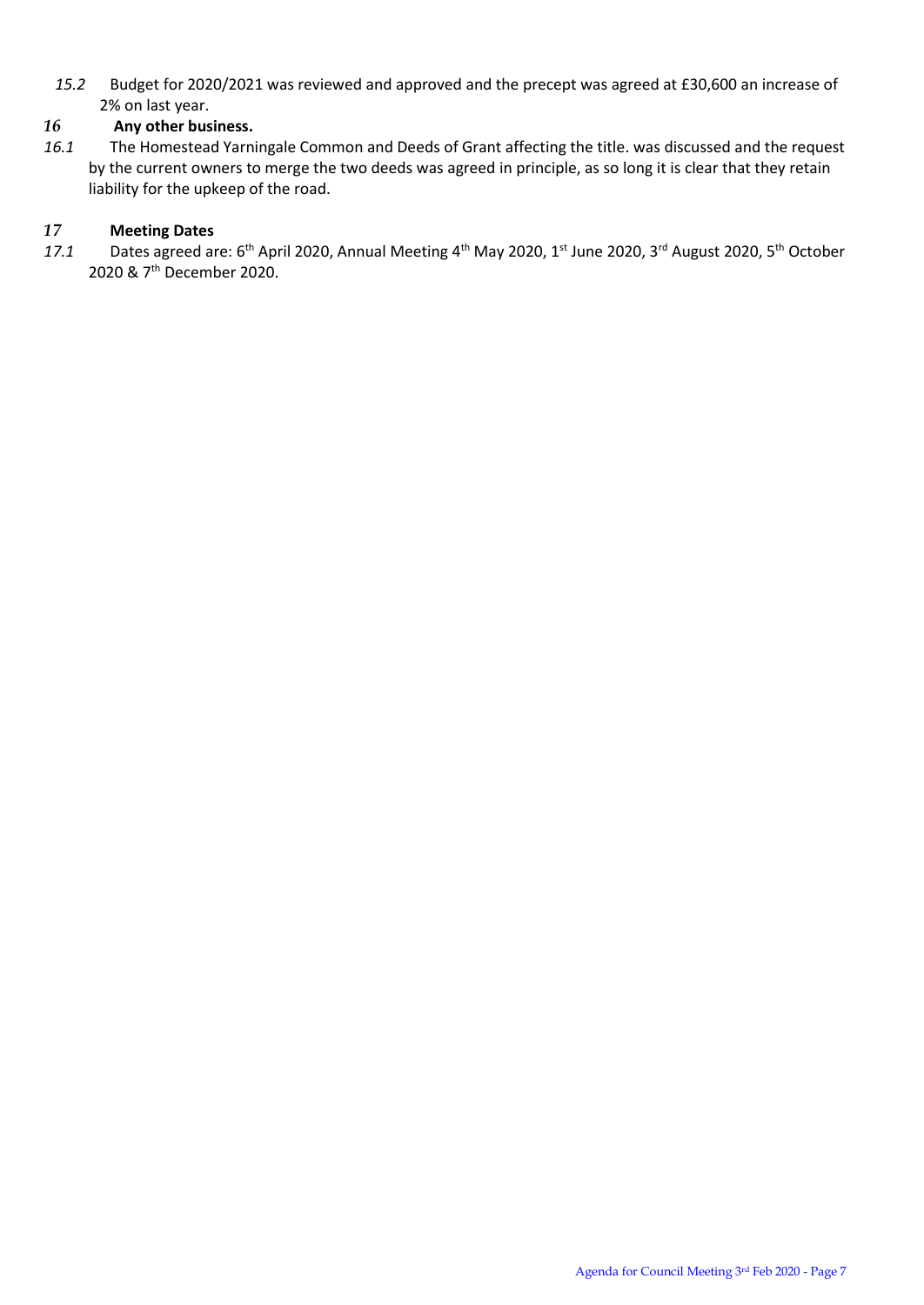*15.2* Budget for 2020/2021 was reviewed and approved and the precept was agreed at £30,600 an increase of 2% on last year.

## *16* Any other business.

*16.1* The Homestead Yarningale Common and Deeds of Grant affecting the title. was discussed and the request by the current owners to merge the two deeds was agreed in principle, as so long it is clear that they retain liability for the upkeep of the road.

## *17* Meeting Dates

*17.1* Dates agreed are: 6th April 2020, Annual Meeting 4th May 2020, 1st June 2020, 3rd August 2020, 5th October 2020 & 7th December 2020.